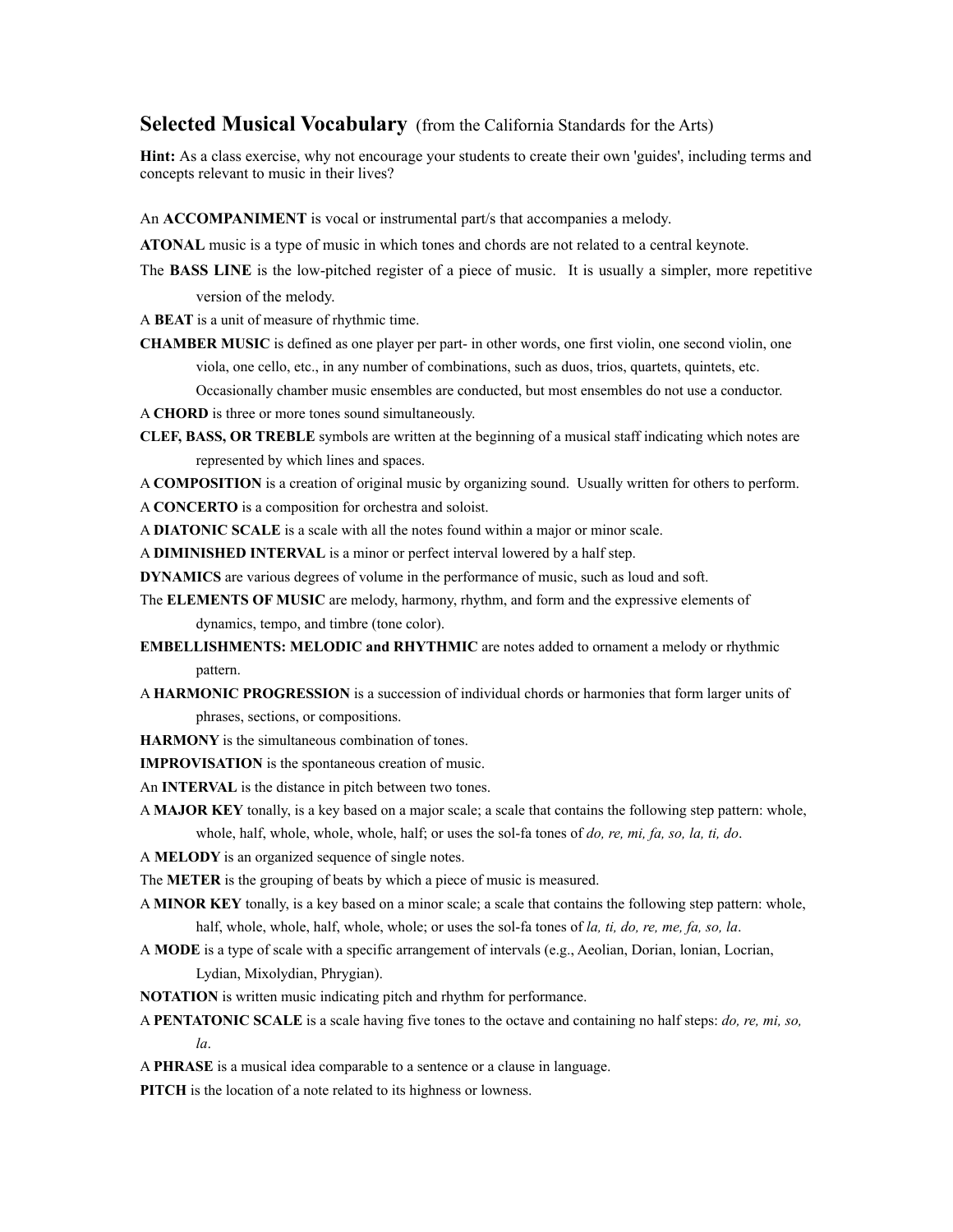## **Selected Musical Vocabulary** (from the California Standards for the Arts)

**Hint:** As a class exercise, why not encourage your students to create their own 'guides', including terms and concepts relevant to music in their lives?

An **ACCOMPANIMENT** is vocal or instrumental part/s that accompanies a melody.

**ATONAL** music is a type of music in which tones and chords are not related to a central keynote.

The **BASS LINE** is the low-pitched register of a piece of music. It is usually a simpler, more repetitive version of the melody.

A **BEAT** is a unit of measure of rhythmic time.

**CHAMBER MUSIC** is defined as one player per part- in other words, one first violin, one second violin, one viola, one cello, etc., in any number of combinations, such as duos, trios, quartets, quintets, etc. Occasionally chamber music ensembles are conducted, but most ensembles do not use a conductor.

A **CHORD** is three or more tones sound simultaneously.

**CLEF, BASS, OR TREBLE** symbols are written at the beginning of a musical staff indicating which notes are represented by which lines and spaces.

A **COMPOSITION** is a creation of original music by organizing sound. Usually written for others to perform.

A **CONCERTO** is a composition for orchestra and soloist.

A **DIATONIC SCALE** is a scale with all the notes found within a major or minor scale.

A **DIMINISHED INTERVAL** is a minor or perfect interval lowered by a half step.

**DYNAMICS** are various degrees of volume in the performance of music, such as loud and soft.

The **ELEMENTS OF MUSIC** are melody, harmony, rhythm, and form and the expressive elements of dynamics, tempo, and timbre (tone color).

**EMBELLISHMENTS: MELODIC and RHYTHMIC** are notes added to ornament a melody or rhythmic pattern.

A **HARMONIC PROGRESSION** is a succession of individual chords or harmonies that form larger units of phrases, sections, or compositions.

**HARMONY** is the simultaneous combination of tones.

**IMPROVISATION** is the spontaneous creation of music.

An **INTERVAL** is the distance in pitch between two tones.

A **MAJOR KEY** tonally, is a key based on a major scale; a scale that contains the following step pattern: whole, whole, half, whole, whole, whole, half; or uses the sol-fa tones of *do, re, mi, fa, so, la, ti, do*.

A **MELODY** is an organized sequence of single notes.

The **METER** is the grouping of beats by which a piece of music is measured.

A **MINOR KEY** tonally, is a key based on a minor scale; a scale that contains the following step pattern: whole, half, whole, whole, half, whole, whole; or uses the sol-fa tones of *la, ti, do, re, me, fa, so, la*.

A **MODE** is a type of scale with a specific arrangement of intervals (e.g., Aeolian, Dorian, lonian, Locrian, Lydian, Mixolydian, Phrygian).

**NOTATION** is written music indicating pitch and rhythm for performance.

A **PENTATONIC SCALE** is a scale having five tones to the octave and containing no half steps: *do, re, mi, so, la*.

A **PHRASE** is a musical idea comparable to a sentence or a clause in language.

**PITCH** is the location of a note related to its highness or lowness.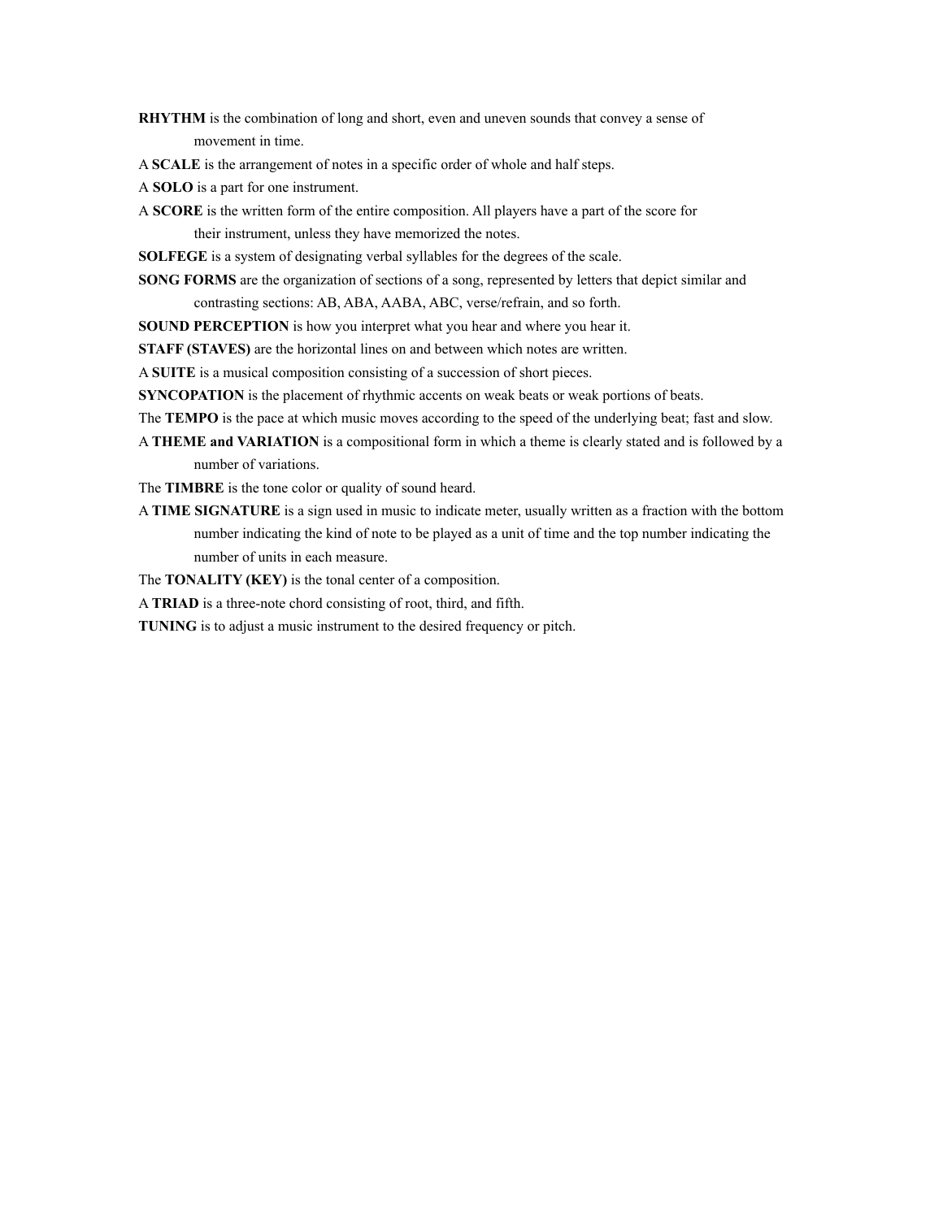**RHYTHM** is the combination of long and short, even and uneven sounds that convey a sense of movement in time.

A **SCALE** is the arrangement of notes in a specific order of whole and half steps.

A **SOLO** is a part for one instrument.

A **SCORE** is the written form of the entire composition. All players have a part of the score for their instrument, unless they have memorized the notes.

**SOLFEGE** is a system of designating verbal syllables for the degrees of the scale.

**SONG FORMS** are the organization of sections of a song, represented by letters that depict similar and contrasting sections: AB, ABA, AABA, ABC, verse/refrain, and so forth.

**SOUND PERCEPTION** is how you interpret what you hear and where you hear it.

**STAFF (STAVES)** are the horizontal lines on and between which notes are written.

A **SUITE** is a musical composition consisting of a succession of short pieces.

**SYNCOPATION** is the placement of rhythmic accents on weak beats or weak portions of beats.

The **TEMPO** is the pace at which music moves according to the speed of the underlying beat; fast and slow.

A **THEME and VARIATION** is a compositional form in which a theme is clearly stated and is followed by a number of variations.

The **TIMBRE** is the tone color or quality of sound heard.

A **TIME SIGNATURE** is a sign used in music to indicate meter, usually written as a fraction with the bottom number indicating the kind of note to be played as a unit of time and the top number indicating the number of units in each measure.

The **TONALITY (KEY)** is the tonal center of a composition.

A **TRIAD** is a three-note chord consisting of root, third, and fifth.

**TUNING** is to adjust a music instrument to the desired frequency or pitch.